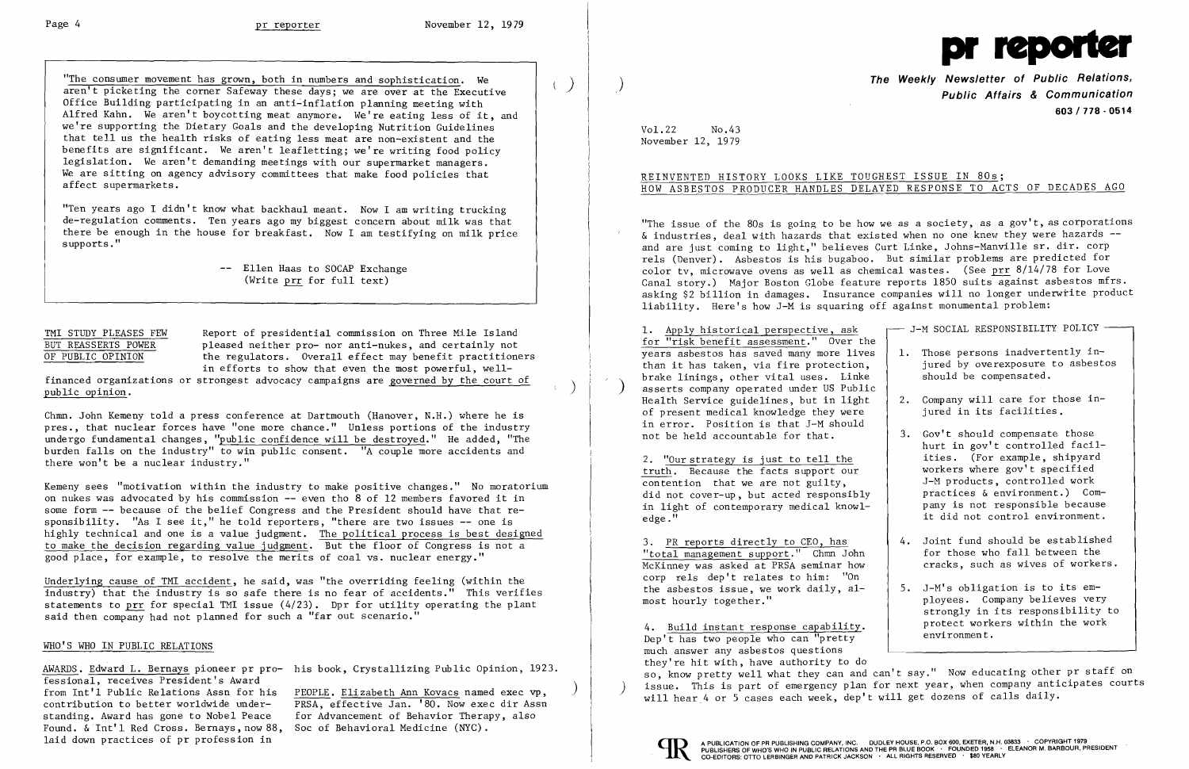"The consumer movement has grown, both in numbers and sophistication. We aren't picketing the corner Safeway these days; we are over at the Executive Office Building participating in an anti-inflation planning meeting with Alfred Kahn. We aren't boycotting meat anymore. We're eating less of it, and we're supporting the Dietary Goals and the developing Nutrition Guidelines that tell us the health risks of eating less meat are non-existent and the benefits are significant. We aren't leafletting; we're writing food policy legislation. We aren't demanding meetings with our supermarket managers. We are sitting on agency advisory committees that make food policies that affect supermarkets.

"Ten years ago I didn't know what backhaul meant. Now I am writing trucking de-regulation comments. Ten years ago my biggest concern about milk was that there be enough in the house for breakfast. Now I am testifying on milk price supports."

-- Ellen Haas to SOCAP Exchange (Write prr for full text)

**TMI STUDY PLEASES FEW BUT REASSERTS POWER OF PUBLIC OPINION**

Report of presidential commission on Three Mile Island pleased neither pro- nor anti-nukes, and certainly not the regulators. Overall effect may benefit practitioners in efforts to show that even the most powerful, well-financed organizations or strongest advocacy campaigns are governed by the court of public opinion.

Chmn. John Kemeny told a press conference at Dartmouth (Hanover, N.H.) where he is pres., that nuclear forces have "one more chance." Unless portions of the industry undergo fundamental changes, "public confidence will be destroyed." He added, "The burden falls on the industry" to win public consent. "A couple more accidents and there won't be a nuclear industry."

Kemeny sees "motivation within the industry to make positive changes." No moratorium on nukes was advocated by his commission -- even tho 8 of 12 members favored it in some form -- because of the belief Congress and the President should have that responsibility. "As I see it," he told reporters, "there are two issues -- one is highly technical and one is a value judgment. The political process is best designed to make the decision regarding value judgment. But the floor of Congress is not a good place, for example, to resolve the merits of coal vs. nuclear energy."

Underlying cause of TMI accident, he said, was "the overriding feeling (within the industry) that the industry is so safe there is no fear of accidents." This verifies statements to prr for special TMI issue (4/23). Dpr for utility operating the plant said then company had not planned for such a "far out scenario."

## WHO'S WHO IN PUBLIC RELATIONS

AWARDS. Edward L. Bernays pioneer pr professional, receives President's Award from Int'l Public Relations Assn for his contribution to better worldwide understanding. Award has gone to Nobel Peace Found. & Int'l Red Cross. Bernays, now 88, laid down practices of pr profession in his book, Crystallizing Public Opinion, 1923.

PEOPLE. Elizabeth Ann Kovacs named exec vp, PRSA, effective Jan. '80. Now exec dir Assn for Advancement of Behavior Therapy, also Soc of Behavioral Medicine (NYC).

# pr reporter

**The Weekly Newsletter of Public Relations, Public Affairs & Communication**
**603 / 778 - 0514**

Vol.22 No.43
November 12, 1979

## REINVENTED HISTORY LOOKS LIKE TOUGHEST ISSUE IN 80s; HOW ASBESTOS PRODUCER HANDLES DELAYED RESPONSE TO ACTS OF DECADES AGO

"The issue of the 80s is going to be how we as a society, as a gov't, as corporations & industries, deal with hazards that existed when no one knew they were hazards -- and are just coming to light," believes Curt Linke, Johns-Manville sr. dir. corp rels (Denver). Asbestos is his bugaboo. But similar problems are predicted for color tv, microwave ovens as well as chemical wastes. (See prr 8/14/78 for Love Canal story.) Major Boston Globe feature reports 1850 suits against asbestos mfrs. asking $2 billion in damages. Insurance companies will no longer underwrite product liability. Here's how J-M is squaring off against monumental problem:

1. Apply historical perspective, ask for "risk benefit assessment." Over the years asbestos has saved many more lives than it has taken, via fire protection, brake linings, other vital uses. Linke asserts company operated under US Public Health Service guidelines, but in light of present medical knowledge they were in error. Position is that J-M should not be held accountable for that.

2. "Our strategy is just to tell the truth. Because the facts support our contention that we are not guilty, did not cover-up, but acted responsibly in light of contemporary medical knowledge."

3. PR reports directly to CEO, has "total management support." Chmn John McKinney was asked at PRSA seminar how corp rels dep't relates to him: "On the asbestos issue, we work daily, almost hourly together."

4. Build instant response capability. Dep't has two people who can "pretty much answer any asbestos questions they're hit with, have authority to do so, know pretty well what they can and can't say." Now educating other pr staff on issue. This is part of emergency plan for next year, when company anticipates courts will hear 4 or 5 cases each week, dep't will get dozens of calls daily.

**J-M SOCIAL RESPONSIBILITY POLICY**

1. Those persons inadvertently injured by overexposure to asbestos should be compensated.
2. Company will care for those injured in its facilities.
3. Gov't should compensate those hurt in gov't controlled facilities. (For example, shipyard workers where gov't specified J-M products, controlled work practices & environment.) Company is not responsible because it did not control environment.
4. Joint fund should be established for those who fall between the cracks, such as wives of workers.
5. J-M's obligation is to its employees. Company believes very strongly in its responsibility to protect workers within the work environment.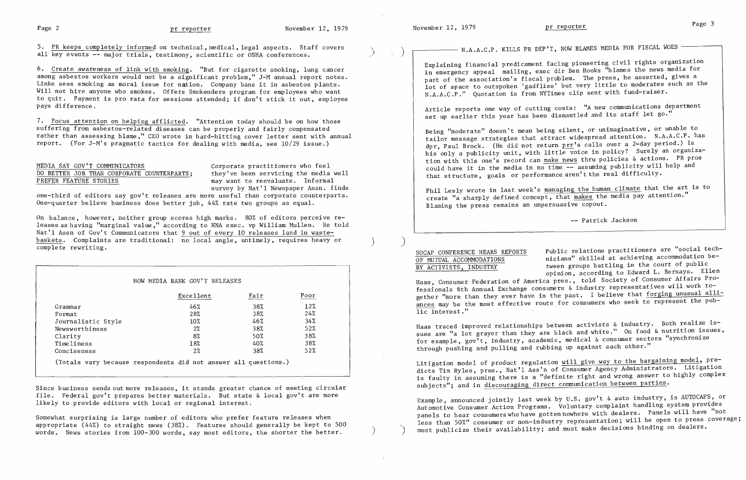5. PR keeps completely informed on technical, medical, legal aspects. Staff covers all key events -- major trials, testimony, scientific or OSHA conferences.

6. Create awareness of link with smoking. "But for cigarette smoking, lung cancer among asbestos workers would not be a significant problem," J-M annual report notes. Linke sees smoking as moral issue for nation. Company bans it in asbestos plants. Will not hire anyone who smokes. Offers Smokenders program for employees who want to quit. Payment is pro rata for sessions attended; if don't stick it out, employee pays difference.

7. Focus attention on helping afflicted. "Attention today should be on how those suffering from asbestos-related diseases can be properly and fairly compensated rather than assessing blame," CEO wrote in hard-hitting cover letter sent with annual report. (For J-M's pragmatic tactics for dealing with media, see 10/29 issue.)

## MEDIA SAY GOV'T COMMUNICATORS DO BETTER JOB THAN CORPORATE COUNTERPARTS; PREFER FEATURE STORIES

Corporate practitioners who feel they've been servicing the media well may want to reevaluate. Informal survey by Nat'l Newspaper Assn. finds one-third of editors say gov't releases are more useful than corporate counterparts. One-quarter believe business does better job, 44% rate two groups as equal.

On balance, however, neither group scores high marks. 80% of editors perceive releases as having "marginal value," according to NNA exec. vp William Mullen. He told Nat'l Assn of Gov't Communicators that 9 out of every 10 releases land in wastebaskets. Complaints are traditional: no local angle, untimely, requires heavy or complete rewriting.

HOW MEDIA RANK GOV'T RELEASES

| | Excellent | Fair | Poor |
|---|---|---|---|
| Grammar | 46% | 38% | 12% |
| Format | 28% | 38% | 24% |
| Journalistic Style | 10% | 46% | 34% |
| Newsworthiness | 2% | 38% | 52% |
| Clarity | 8% | 50% | 38% |
| Timeliness | 18% | 40% | 38% |
| Conciseness | 2% | 38% | 52% |

(Totals vary because respondents did not answer all questions.)

Since business sends out more releases, it stands greater chance of meeting circular file. Federal gov't prepares better materials. But state & local gov't are more likely to provide editors with local or regional interest.

Somewhat surprising is large number of editors who prefer feature releases when appropriate (44%) to straight news (38%). Features should generally be kept to 500 words. News stories from 100-300 words, say most editors, the shorter the better.

## N.A.A.C.P. KILLS PR DEP'T, NOW BLAMES MEDIA FOR FISCAL WOES

Explaining financial predicament facing pioneering civil rights organization in emergency appeal mailing, exec dir Ben Hooks "blames the news media for part of the association's fiscal problem. The press, he asserted, gives a lot of space to outspoken 'gadflies' but very little to moderates such as the N.A.A.C.P." Quotation is from NYTimes clip sent with fund-raiser.

Article reports one way of cutting costs: "A new communications department set up earlier this year has been dismantled and its staff let go."

Being "moderate" doesn't mean being silent, or unimaginative, or unable to tailor message strategies that attract widespread attention. N.A.A.C.P. has dpr, Paul Brock. (He did not return prr's calls over a 2-day period.) Is his only a publicity unit, with little voice in policy? Surely an organization with this one's record can make news thru policies & actions. PR pros could have it in the media in no time -- assuming publicity will help and that structure, goals or performance aren't the real difficulty.

Phil Lesly wrote in last week's managing the human climate that the art is to create "a sharply defined concept, that makes the media pay attention." Blaming the press remains an unpersuasive copout.

-- Patrick Jackson

## SOCAP CONFERENCE HEARS REPORTS OF MUTUAL ACCOMMODATIONS BY ACTIVISTS, INDUSTRY

Public relations practitioners are "social technicians" skilled at achieving accommodation between groups battling in the court of public opinion, according to Edward L. Bernays. Ellen Haas, Consumer Federation of America pres., told Society of Consumer Affairs Professionals 6th Annual Exchange consumers & industry representatives will work together "more than they ever have in the past. I believe that forging unusual alliances may be the most effective route for consumers who seek to represent the public interest."

Haas traced improved relationships between activists & industry. Both realize issues are "a lot grayer than they are black and white." On food & nutrition issues, for example, gov't, industry, academic, medical & consumer sectors "synchronize through pushing and pulling and rubbing up against each other."

Litigation model of product regulation will give way to the bargaining model, predicts Tim Ryles, pres., Nat'l Ass'n of Consumer Agency Administrators. Litigation is faulty in assuming there is a "definite right and wrong answer to highly complex subjects"; and in discouraging direct communication between parties.

Example, announced jointly last week by U.S. gov't & auto industry, is AUTOCAPS, or Automotive Consumer Action Programs. Voluntary complaint handling system provides panels to hear consumers who have gotten nowhere with dealers. Panels will have "not less than 50%" consumer or non-industry representation; will be open to press coverage; must publicize their availability; and must make decisions binding on dealers.